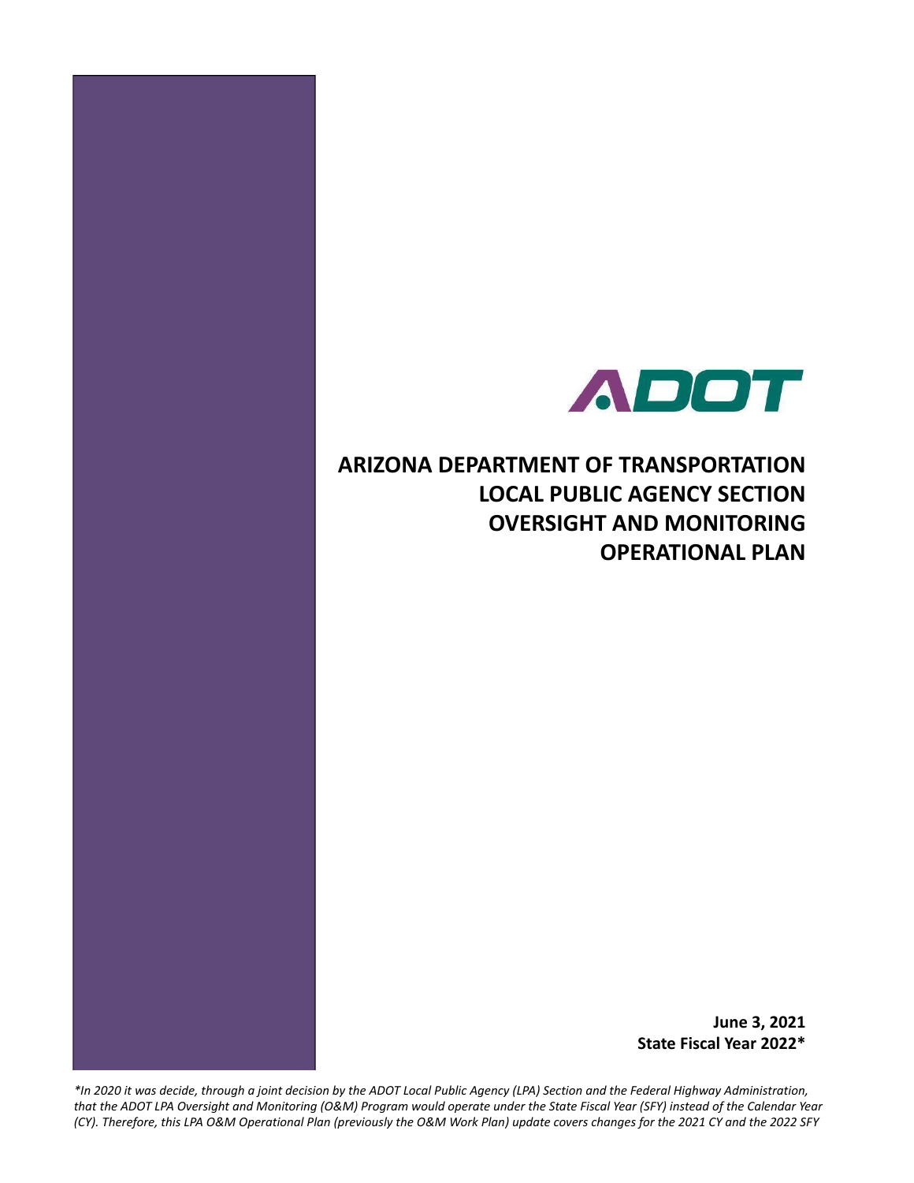ADOT

# ARIZONA DEPARTMENT OF TRANSPORTATION LOCAL PUBLIC AGENCY SECTION OVERSIGHT AND MONITORING OPERATIONAL PLAN

**June 3, 2021**
**State Fiscal Year 2022***

*\*In 2020 it was decide, through a joint decision by the ADOT Local Public Agency (LPA) Section and the Federal Highway Administration, that the ADOT LPA Oversight and Monitoring (O&M) Program would operate under the State Fiscal Year (SFY) instead of the Calendar Year (CY). Therefore, this LPA O&M Operational Plan (previously the O&M Work Plan) update covers changes for the 2021 CY and the 2022 SFY*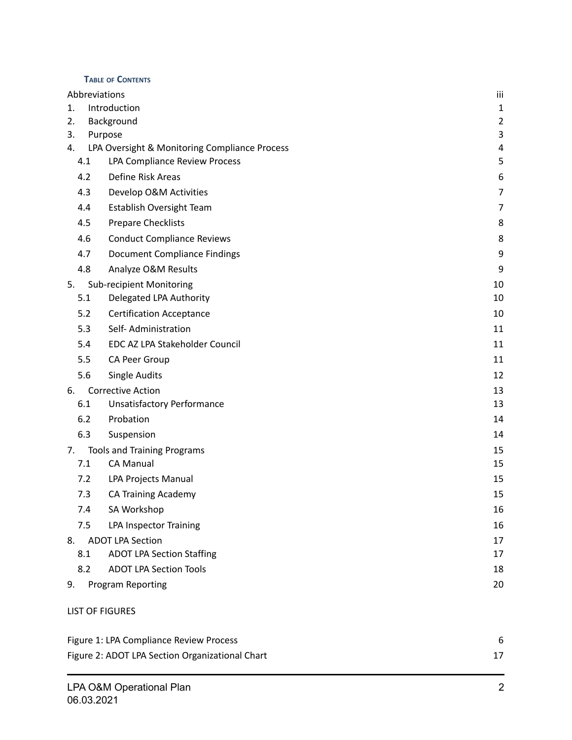**Table of Contents**

| | |
|---|---|
| Abbreviations | iii |
| 1. Introduction | 1 |
| 2. Background | 2 |
| 3. Purpose | 3 |
| 4. LPA Oversight & Monitoring Compliance Process | 4 |
| 4.1 LPA Compliance Review Process | 5 |
| 4.2 Define Risk Areas | 6 |
| 4.3 Develop O&M Activities | 7 |
| 4.4 Establish Oversight Team | 7 |
| 4.5 Prepare Checklists | 8 |
| 4.6 Conduct Compliance Reviews | 8 |
| 4.7 Document Compliance Findings | 9 |
| 4.8 Analyze O&M Results | 9 |
| 5. Sub-recipient Monitoring | 10 |
| 5.1 Delegated LPA Authority | 10 |
| 5.2 Certification Acceptance | 10 |
| 5.3 Self- Administration | 11 |
| 5.4 EDC AZ LPA Stakeholder Council | 11 |
| 5.5 CA Peer Group | 11 |
| 5.6 Single Audits | 12 |
| 6. Corrective Action | 13 |
| 6.1 Unsatisfactory Performance | 13 |
| 6.2 Probation | 14 |
| 6.3 Suspension | 14 |
| 7. Tools and Training Programs | 15 |
| 7.1 CA Manual | 15 |
| 7.2 LPA Projects Manual | 15 |
| 7.3 CA Training Academy | 15 |
| 7.4 SA Workshop | 16 |
| 7.5 LPA Inspector Training | 16 |
| 8. ADOT LPA Section | 17 |
| 8.1 ADOT LPA Section Staffing | 17 |
| 8.2 ADOT LPA Section Tools | 18 |
| 9. Program Reporting | 20 |

LIST OF FIGURES

| | |
|---|---|
| Figure 1: LPA Compliance Review Process | 6 |
| Figure 2: ADOT LPA Section Organizational Chart | 17 |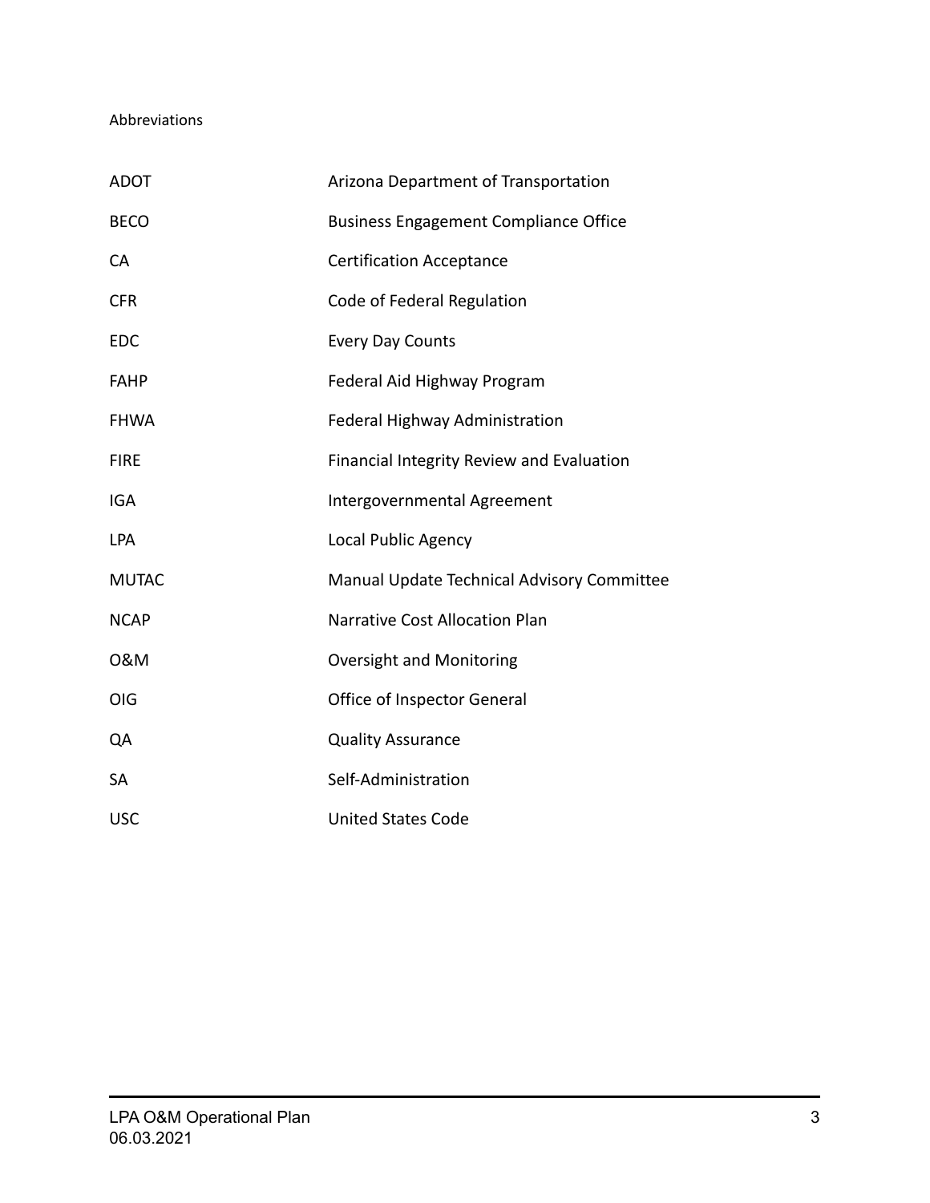Abbreviations

| | |
|---|---|
| ADOT | Arizona Department of Transportation |
| BECO | Business Engagement Compliance Office |
| CA | Certification Acceptance |
| CFR | Code of Federal Regulation |
| EDC | Every Day Counts |
| FAHP | Federal Aid Highway Program |
| FHWA | Federal Highway Administration |
| FIRE | Financial Integrity Review and Evaluation |
| IGA | Intergovernmental Agreement |
| LPA | Local Public Agency |
| MUTAC | Manual Update Technical Advisory Committee |
| NCAP | Narrative Cost Allocation Plan |
| O&M | Oversight and Monitoring |
| OIG | Office of Inspector General |
| QA | Quality Assurance |
| SA | Self-Administration |
| USC | United States Code |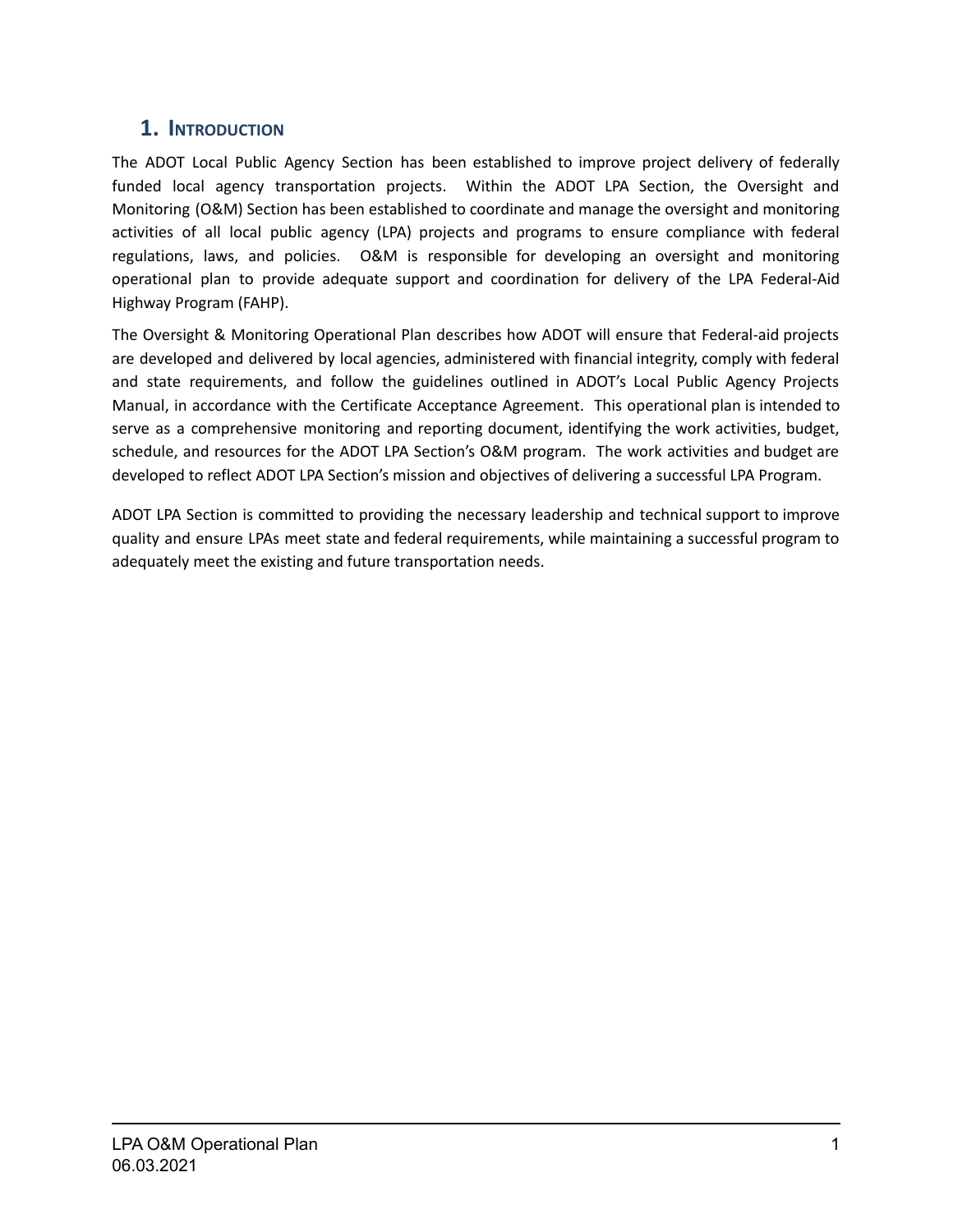# 1. Introduction

The ADOT Local Public Agency Section has been established to improve project delivery of federally funded local agency transportation projects. Within the ADOT LPA Section, the Oversight and Monitoring (O&M) Section has been established to coordinate and manage the oversight and monitoring activities of all local public agency (LPA) projects and programs to ensure compliance with federal regulations, laws, and policies. O&M is responsible for developing an oversight and monitoring operational plan to provide adequate support and coordination for delivery of the LPA Federal-Aid Highway Program (FAHP).

The Oversight & Monitoring Operational Plan describes how ADOT will ensure that Federal-aid projects are developed and delivered by local agencies, administered with financial integrity, comply with federal and state requirements, and follow the guidelines outlined in ADOT's Local Public Agency Projects Manual, in accordance with the Certificate Acceptance Agreement. This operational plan is intended to serve as a comprehensive monitoring and reporting document, identifying the work activities, budget, schedule, and resources for the ADOT LPA Section's O&M program. The work activities and budget are developed to reflect ADOT LPA Section's mission and objectives of delivering a successful LPA Program.

ADOT LPA Section is committed to providing the necessary leadership and technical support to improve quality and ensure LPAs meet state and federal requirements, while maintaining a successful program to adequately meet the existing and future transportation needs.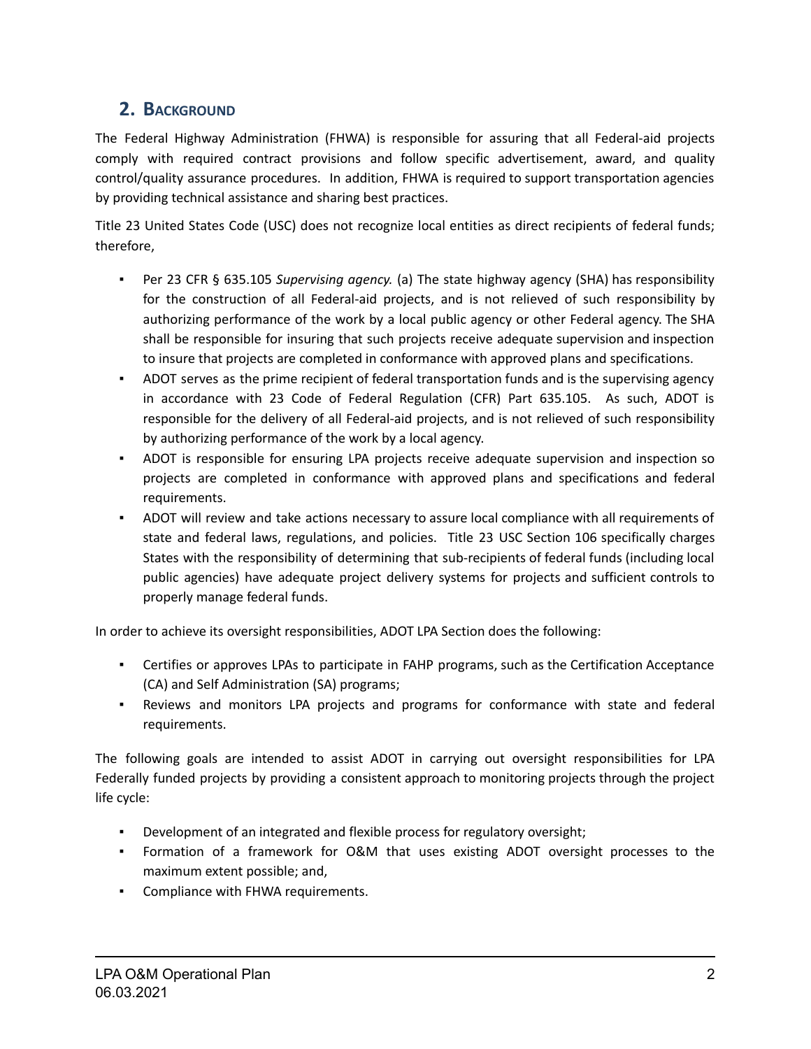## 2. Background

The Federal Highway Administration (FHWA) is responsible for assuring that all Federal-aid projects comply with required contract provisions and follow specific advertisement, award, and quality control/quality assurance procedures. In addition, FHWA is required to support transportation agencies by providing technical assistance and sharing best practices.

Title 23 United States Code (USC) does not recognize local entities as direct recipients of federal funds; therefore,

- Per 23 CFR § 635.105 *Supervising agency.* (a) The state highway agency (SHA) has responsibility for the construction of all Federal-aid projects, and is not relieved of such responsibility by authorizing performance of the work by a local public agency or other Federal agency. The SHA shall be responsible for insuring that such projects receive adequate supervision and inspection to insure that projects are completed in conformance with approved plans and specifications.
- ADOT serves as the prime recipient of federal transportation funds and is the supervising agency in accordance with 23 Code of Federal Regulation (CFR) Part 635.105. As such, ADOT is responsible for the delivery of all Federal-aid projects, and is not relieved of such responsibility by authorizing performance of the work by a local agency.
- ADOT is responsible for ensuring LPA projects receive adequate supervision and inspection so projects are completed in conformance with approved plans and specifications and federal requirements.
- ADOT will review and take actions necessary to assure local compliance with all requirements of state and federal laws, regulations, and policies. Title 23 USC Section 106 specifically charges States with the responsibility of determining that sub-recipients of federal funds (including local public agencies) have adequate project delivery systems for projects and sufficient controls to properly manage federal funds.

In order to achieve its oversight responsibilities, ADOT LPA Section does the following:

- Certifies or approves LPAs to participate in FAHP programs, such as the Certification Acceptance (CA) and Self Administration (SA) programs;
- Reviews and monitors LPA projects and programs for conformance with state and federal requirements.

The following goals are intended to assist ADOT in carrying out oversight responsibilities for LPA Federally funded projects by providing a consistent approach to monitoring projects through the project life cycle:

- Development of an integrated and flexible process for regulatory oversight;
- Formation of a framework for O&M that uses existing ADOT oversight processes to the maximum extent possible; and,
- Compliance with FHWA requirements.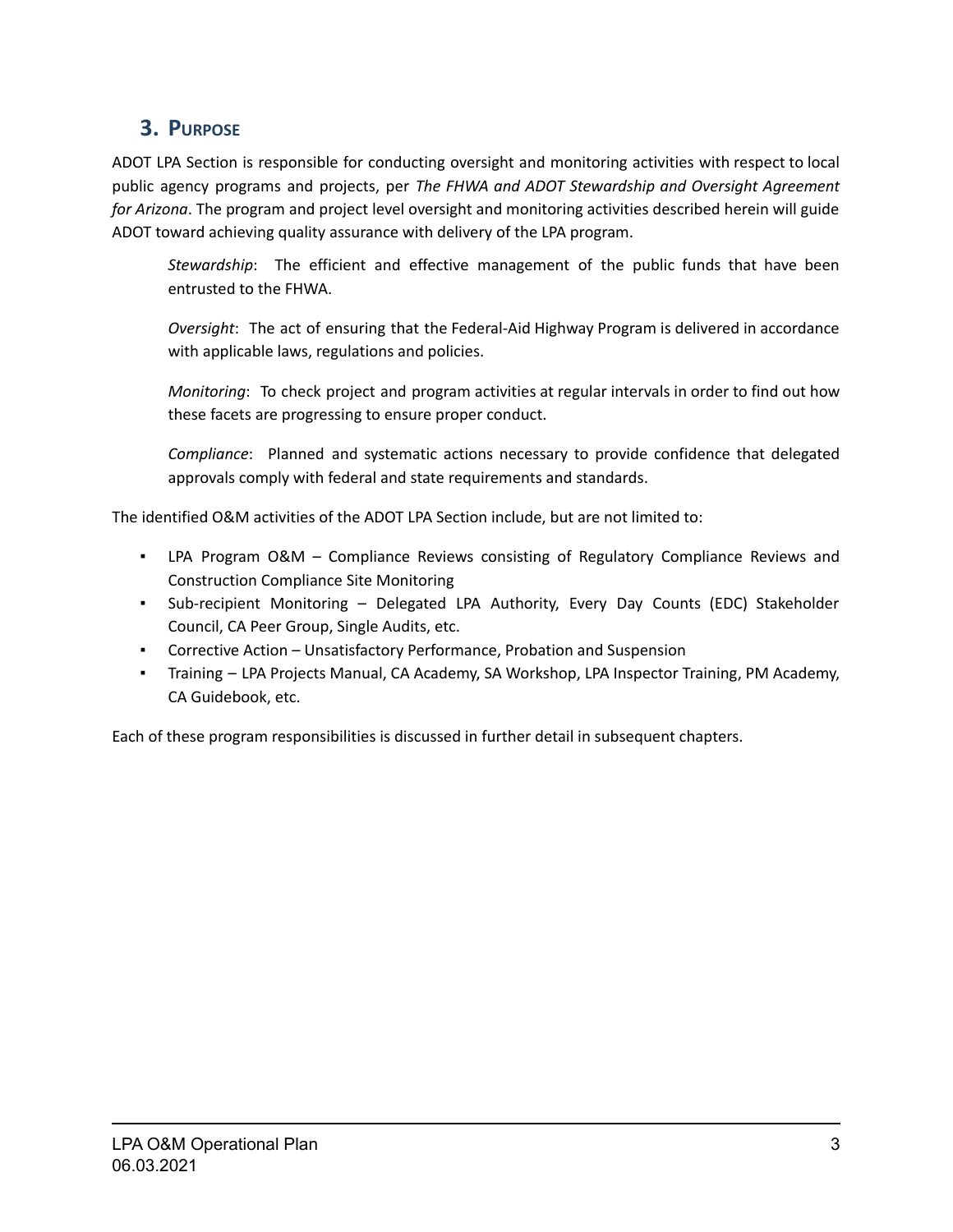## 3. Purpose

ADOT LPA Section is responsible for conducting oversight and monitoring activities with respect to local public agency programs and projects, per *The FHWA and ADOT Stewardship and Oversight Agreement for Arizona*. The program and project level oversight and monitoring activities described herein will guide ADOT toward achieving quality assurance with delivery of the LPA program.

> *Stewardship*: The efficient and effective management of the public funds that have been entrusted to the FHWA.
>
> *Oversight*: The act of ensuring that the Federal-Aid Highway Program is delivered in accordance with applicable laws, regulations and policies.
>
> *Monitoring*: To check project and program activities at regular intervals in order to find out how these facets are progressing to ensure proper conduct.
>
> *Compliance*: Planned and systematic actions necessary to provide confidence that delegated approvals comply with federal and state requirements and standards.

The identified O&M activities of the ADOT LPA Section include, but are not limited to:

- LPA Program O&M – Compliance Reviews consisting of Regulatory Compliance Reviews and Construction Compliance Site Monitoring
- Sub-recipient Monitoring – Delegated LPA Authority, Every Day Counts (EDC) Stakeholder Council, CA Peer Group, Single Audits, etc.
- Corrective Action – Unsatisfactory Performance, Probation and Suspension
- Training – LPA Projects Manual, CA Academy, SA Workshop, LPA Inspector Training, PM Academy, CA Guidebook, etc.

Each of these program responsibilities is discussed in further detail in subsequent chapters.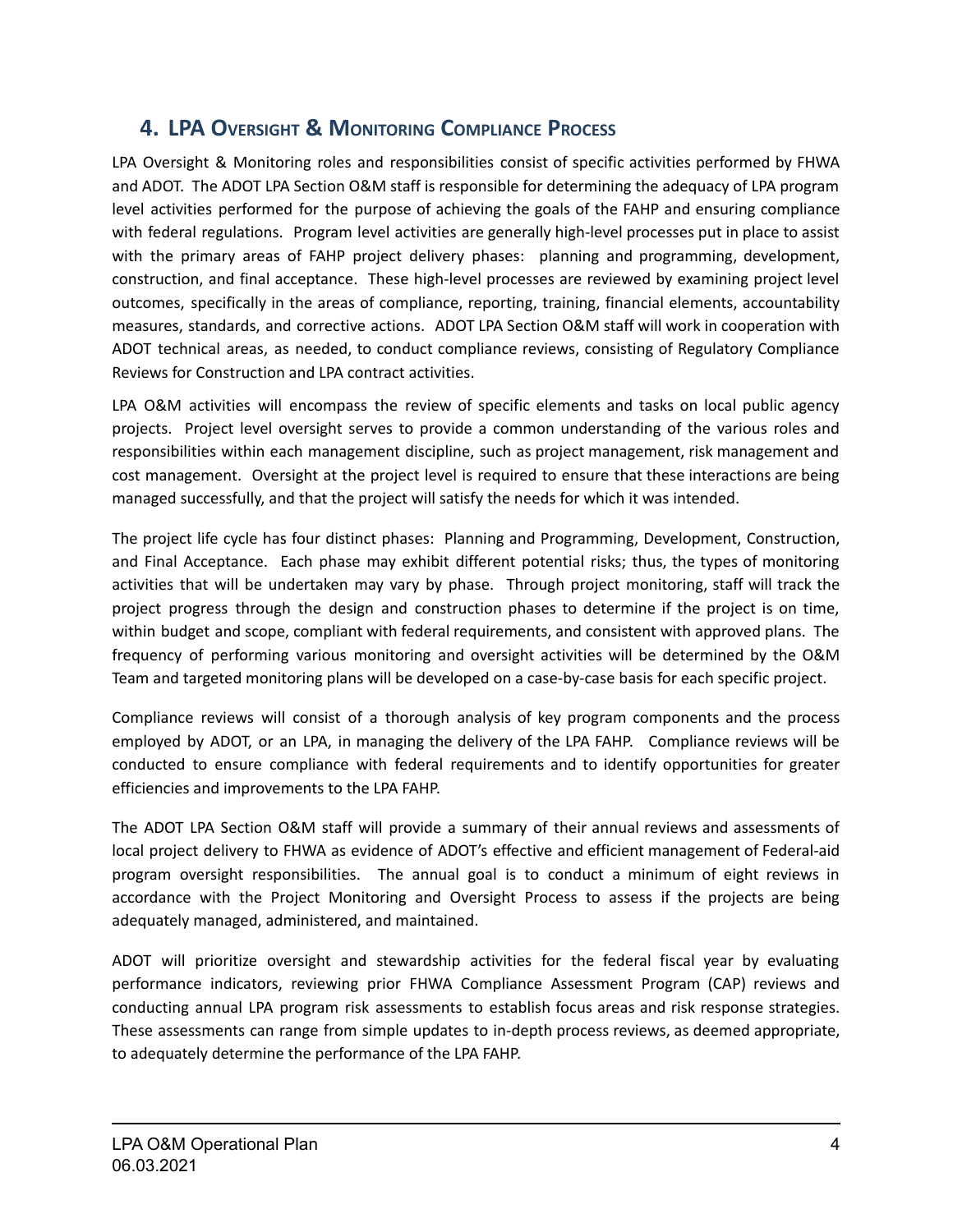## 4. LPA Oversight & Monitoring Compliance Process

LPA Oversight & Monitoring roles and responsibilities consist of specific activities performed by FHWA and ADOT. The ADOT LPA Section O&M staff is responsible for determining the adequacy of LPA program level activities performed for the purpose of achieving the goals of the FAHP and ensuring compliance with federal regulations. Program level activities are generally high-level processes put in place to assist with the primary areas of FAHP project delivery phases: planning and programming, development, construction, and final acceptance. These high-level processes are reviewed by examining project level outcomes, specifically in the areas of compliance, reporting, training, financial elements, accountability measures, standards, and corrective actions. ADOT LPA Section O&M staff will work in cooperation with ADOT technical areas, as needed, to conduct compliance reviews, consisting of Regulatory Compliance Reviews for Construction and LPA contract activities.

LPA O&M activities will encompass the review of specific elements and tasks on local public agency projects. Project level oversight serves to provide a common understanding of the various roles and responsibilities within each management discipline, such as project management, risk management and cost management. Oversight at the project level is required to ensure that these interactions are being managed successfully, and that the project will satisfy the needs for which it was intended.

The project life cycle has four distinct phases: Planning and Programming, Development, Construction, and Final Acceptance. Each phase may exhibit different potential risks; thus, the types of monitoring activities that will be undertaken may vary by phase. Through project monitoring, staff will track the project progress through the design and construction phases to determine if the project is on time, within budget and scope, compliant with federal requirements, and consistent with approved plans. The frequency of performing various monitoring and oversight activities will be determined by the O&M Team and targeted monitoring plans will be developed on a case-by-case basis for each specific project.

Compliance reviews will consist of a thorough analysis of key program components and the process employed by ADOT, or an LPA, in managing the delivery of the LPA FAHP. Compliance reviews will be conducted to ensure compliance with federal requirements and to identify opportunities for greater efficiencies and improvements to the LPA FAHP.

The ADOT LPA Section O&M staff will provide a summary of their annual reviews and assessments of local project delivery to FHWA as evidence of ADOT's effective and efficient management of Federal-aid program oversight responsibilities. The annual goal is to conduct a minimum of eight reviews in accordance with the Project Monitoring and Oversight Process to assess if the projects are being adequately managed, administered, and maintained.

ADOT will prioritize oversight and stewardship activities for the federal fiscal year by evaluating performance indicators, reviewing prior FHWA Compliance Assessment Program (CAP) reviews and conducting annual LPA program risk assessments to establish focus areas and risk response strategies. These assessments can range from simple updates to in-depth process reviews, as deemed appropriate, to adequately determine the performance of the LPA FAHP.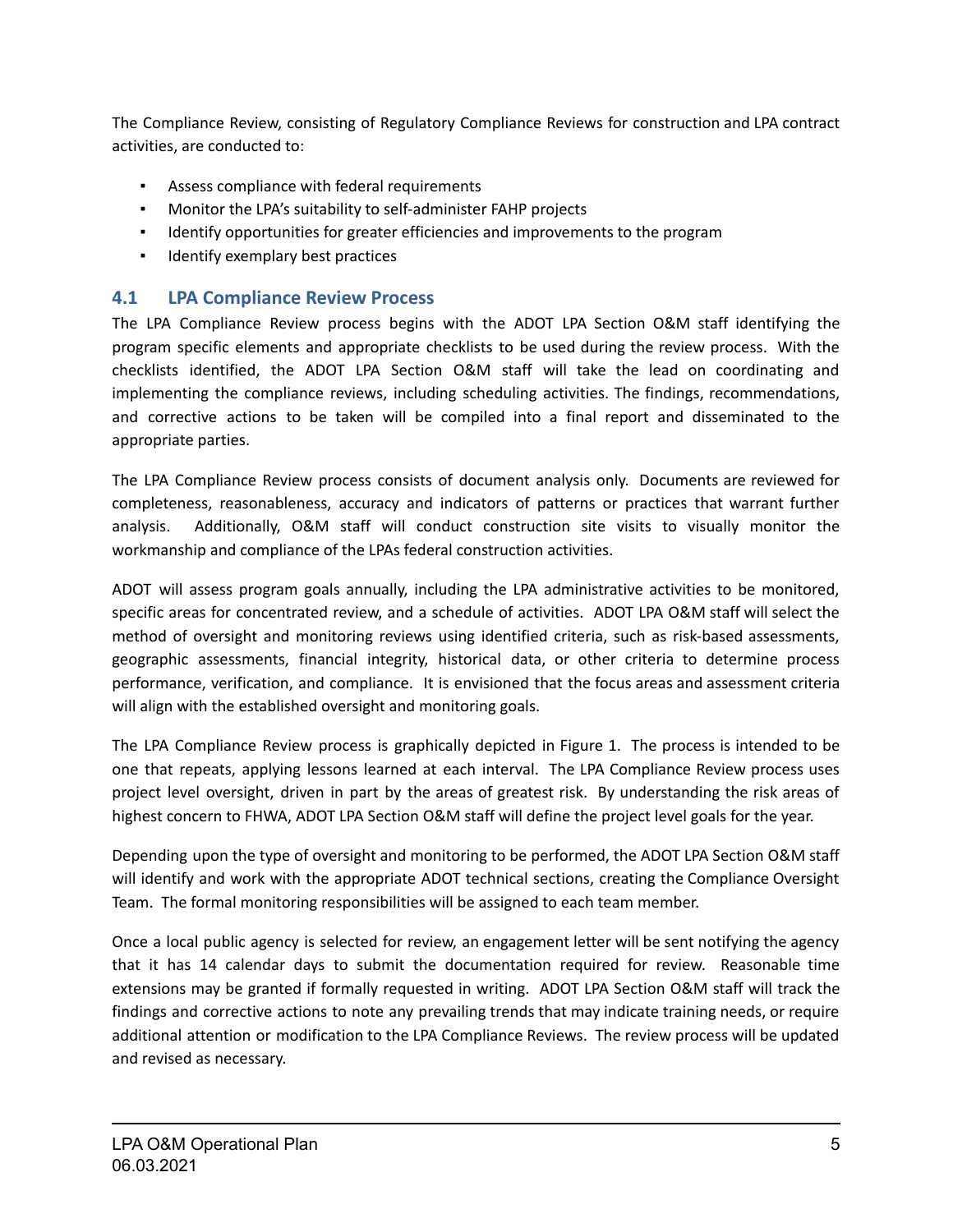The Compliance Review, consisting of Regulatory Compliance Reviews for construction and LPA contract activities, are conducted to:

- Assess compliance with federal requirements
- Monitor the LPA's suitability to self-administer FAHP projects
- Identify opportunities for greater efficiencies and improvements to the program
- Identify exemplary best practices

## 4.1 LPA Compliance Review Process

The LPA Compliance Review process begins with the ADOT LPA Section O&M staff identifying the program specific elements and appropriate checklists to be used during the review process. With the checklists identified, the ADOT LPA Section O&M staff will take the lead on coordinating and implementing the compliance reviews, including scheduling activities. The findings, recommendations, and corrective actions to be taken will be compiled into a final report and disseminated to the appropriate parties.

The LPA Compliance Review process consists of document analysis only. Documents are reviewed for completeness, reasonableness, accuracy and indicators of patterns or practices that warrant further analysis. Additionally, O&M staff will conduct construction site visits to visually monitor the workmanship and compliance of the LPAs federal construction activities.

ADOT will assess program goals annually, including the LPA administrative activities to be monitored, specific areas for concentrated review, and a schedule of activities. ADOT LPA O&M staff will select the method of oversight and monitoring reviews using identified criteria, such as risk-based assessments, geographic assessments, financial integrity, historical data, or other criteria to determine process performance, verification, and compliance. It is envisioned that the focus areas and assessment criteria will align with the established oversight and monitoring goals.

The LPA Compliance Review process is graphically depicted in Figure 1. The process is intended to be one that repeats, applying lessons learned at each interval. The LPA Compliance Review process uses project level oversight, driven in part by the areas of greatest risk. By understanding the risk areas of highest concern to FHWA, ADOT LPA Section O&M staff will define the project level goals for the year.

Depending upon the type of oversight and monitoring to be performed, the ADOT LPA Section O&M staff will identify and work with the appropriate ADOT technical sections, creating the Compliance Oversight Team. The formal monitoring responsibilities will be assigned to each team member.

Once a local public agency is selected for review, an engagement letter will be sent notifying the agency that it has 14 calendar days to submit the documentation required for review. Reasonable time extensions may be granted if formally requested in writing. ADOT LPA Section O&M staff will track the findings and corrective actions to note any prevailing trends that may indicate training needs, or require additional attention or modification to the LPA Compliance Reviews. The review process will be updated and revised as necessary.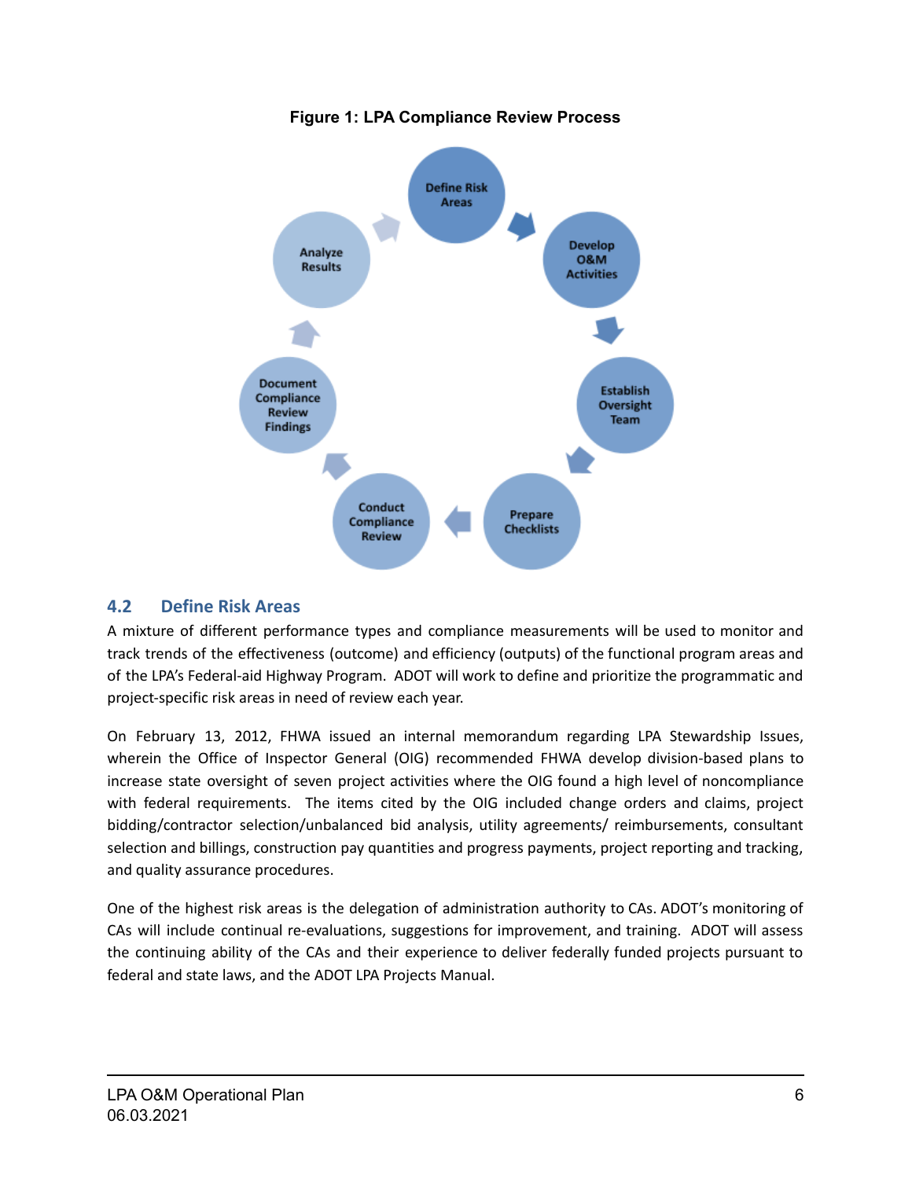**Figure 1: LPA Compliance Review Process**

Define Risk Areas → Develop O&M Activities → Establish Oversight Team → Prepare Checklists → Conduct Compliance Review → Document Compliance Review Findings → Analyze Results → Define Risk Areas

## 4.2 Define Risk Areas

A mixture of different performance types and compliance measurements will be used to monitor and track trends of the effectiveness (outcome) and efficiency (outputs) of the functional program areas and of the LPA's Federal-aid Highway Program. ADOT will work to define and prioritize the programmatic and project-specific risk areas in need of review each year.

On February 13, 2012, FHWA issued an internal memorandum regarding LPA Stewardship Issues, wherein the Office of Inspector General (OIG) recommended FHWA develop division-based plans to increase state oversight of seven project activities where the OIG found a high level of noncompliance with federal requirements. The items cited by the OIG included change orders and claims, project bidding/contractor selection/unbalanced bid analysis, utility agreements/ reimbursements, consultant selection and billings, construction pay quantities and progress payments, project reporting and tracking, and quality assurance procedures.

One of the highest risk areas is the delegation of administration authority to CAs. ADOT's monitoring of CAs will include continual re-evaluations, suggestions for improvement, and training. ADOT will assess the continuing ability of the CAs and their experience to deliver federally funded projects pursuant to federal and state laws, and the ADOT LPA Projects Manual.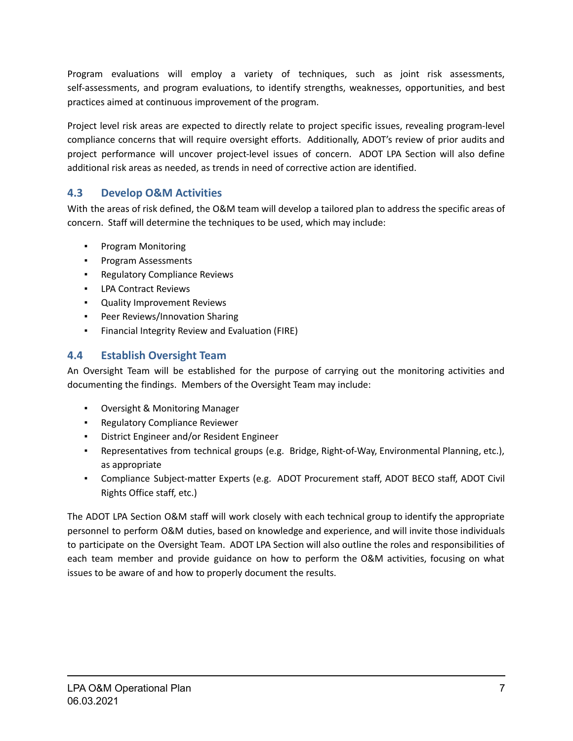Program evaluations will employ a variety of techniques, such as joint risk assessments, self-assessments, and program evaluations, to identify strengths, weaknesses, opportunities, and best practices aimed at continuous improvement of the program.

Project level risk areas are expected to directly relate to project specific issues, revealing program-level compliance concerns that will require oversight efforts. Additionally, ADOT's review of prior audits and project performance will uncover project-level issues of concern. ADOT LPA Section will also define additional risk areas as needed, as trends in need of corrective action are identified.

## 4.3 Develop O&M Activities

With the areas of risk defined, the O&M team will develop a tailored plan to address the specific areas of concern. Staff will determine the techniques to be used, which may include:

- Program Monitoring
- Program Assessments
- Regulatory Compliance Reviews
- LPA Contract Reviews
- Quality Improvement Reviews
- Peer Reviews/Innovation Sharing
- Financial Integrity Review and Evaluation (FIRE)

## 4.4 Establish Oversight Team

An Oversight Team will be established for the purpose of carrying out the monitoring activities and documenting the findings. Members of the Oversight Team may include:

- Oversight & Monitoring Manager
- Regulatory Compliance Reviewer
- District Engineer and/or Resident Engineer
- Representatives from technical groups (e.g. Bridge, Right-of-Way, Environmental Planning, etc.), as appropriate
- Compliance Subject-matter Experts (e.g. ADOT Procurement staff, ADOT BECO staff, ADOT Civil Rights Office staff, etc.)

The ADOT LPA Section O&M staff will work closely with each technical group to identify the appropriate personnel to perform O&M duties, based on knowledge and experience, and will invite those individuals to participate on the Oversight Team. ADOT LPA Section will also outline the roles and responsibilities of each team member and provide guidance on how to perform the O&M activities, focusing on what issues to be aware of and how to properly document the results.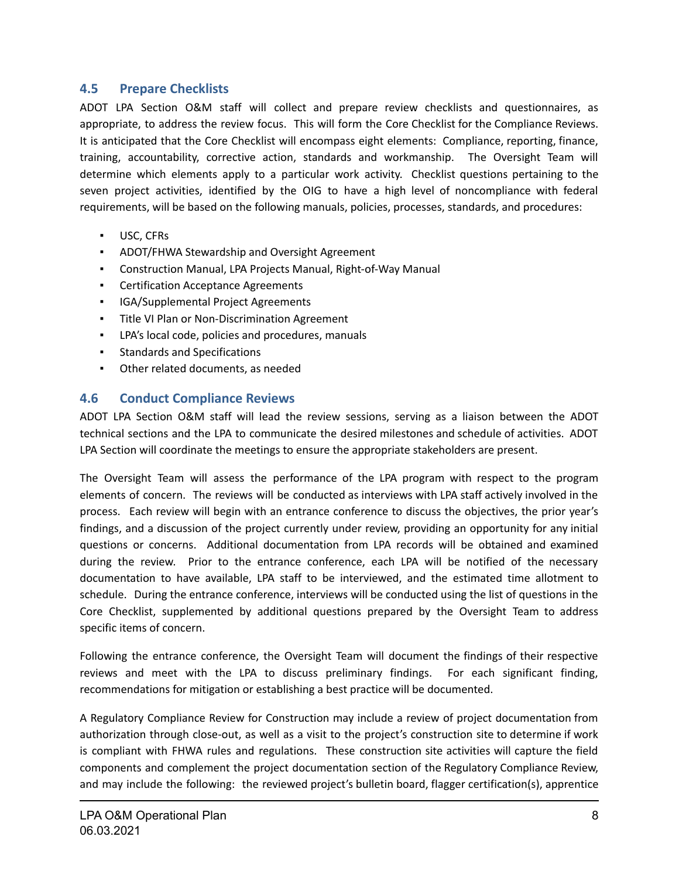## 4.5 Prepare Checklists

ADOT LPA Section O&M staff will collect and prepare review checklists and questionnaires, as appropriate, to address the review focus. This will form the Core Checklist for the Compliance Reviews. It is anticipated that the Core Checklist will encompass eight elements: Compliance, reporting, finance, training, accountability, corrective action, standards and workmanship. The Oversight Team will determine which elements apply to a particular work activity. Checklist questions pertaining to the seven project activities, identified by the OIG to have a high level of noncompliance with federal requirements, will be based on the following manuals, policies, processes, standards, and procedures:

- USC, CFRs
- ADOT/FHWA Stewardship and Oversight Agreement
- Construction Manual, LPA Projects Manual, Right-of-Way Manual
- Certification Acceptance Agreements
- IGA/Supplemental Project Agreements
- Title VI Plan or Non-Discrimination Agreement
- LPA's local code, policies and procedures, manuals
- Standards and Specifications
- Other related documents, as needed

## 4.6 Conduct Compliance Reviews

ADOT LPA Section O&M staff will lead the review sessions, serving as a liaison between the ADOT technical sections and the LPA to communicate the desired milestones and schedule of activities. ADOT LPA Section will coordinate the meetings to ensure the appropriate stakeholders are present.

The Oversight Team will assess the performance of the LPA program with respect to the program elements of concern. The reviews will be conducted as interviews with LPA staff actively involved in the process. Each review will begin with an entrance conference to discuss the objectives, the prior year's findings, and a discussion of the project currently under review, providing an opportunity for any initial questions or concerns. Additional documentation from LPA records will be obtained and examined during the review. Prior to the entrance conference, each LPA will be notified of the necessary documentation to have available, LPA staff to be interviewed, and the estimated time allotment to schedule. During the entrance conference, interviews will be conducted using the list of questions in the Core Checklist, supplemented by additional questions prepared by the Oversight Team to address specific items of concern.

Following the entrance conference, the Oversight Team will document the findings of their respective reviews and meet with the LPA to discuss preliminary findings. For each significant finding, recommendations for mitigation or establishing a best practice will be documented.

A Regulatory Compliance Review for Construction may include a review of project documentation from authorization through close-out, as well as a visit to the project's construction site to determine if work is compliant with FHWA rules and regulations. These construction site activities will capture the field components and complement the project documentation section of the Regulatory Compliance Review, and may include the following: the reviewed project's bulletin board, flagger certification(s), apprentice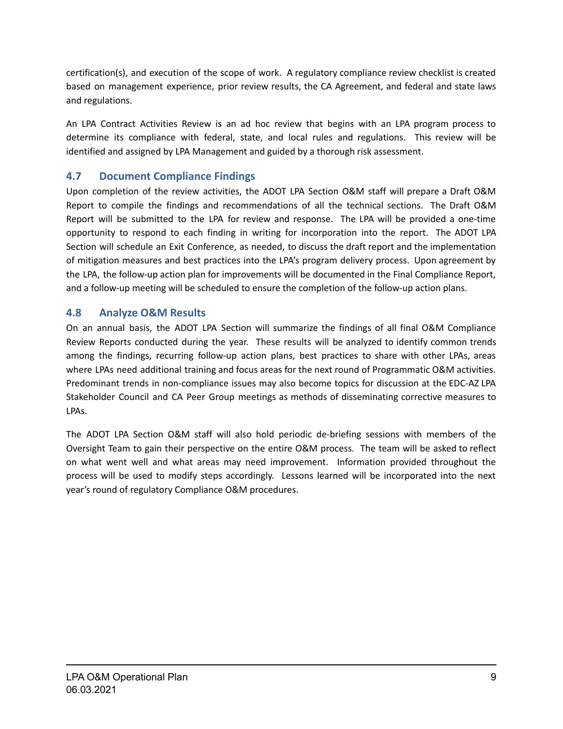certification(s), and execution of the scope of work. A regulatory compliance review checklist is created based on management experience, prior review results, the CA Agreement, and federal and state laws and regulations.

An LPA Contract Activities Review is an ad hoc review that begins with an LPA program process to determine its compliance with federal, state, and local rules and regulations. This review will be identified and assigned by LPA Management and guided by a thorough risk assessment.

## 4.7 Document Compliance Findings

Upon completion of the review activities, the ADOT LPA Section O&M staff will prepare a Draft O&M Report to compile the findings and recommendations of all the technical sections. The Draft O&M Report will be submitted to the LPA for review and response. The LPA will be provided a one-time opportunity to respond to each finding in writing for incorporation into the report. The ADOT LPA Section will schedule an Exit Conference, as needed, to discuss the draft report and the implementation of mitigation measures and best practices into the LPA's program delivery process. Upon agreement by the LPA, the follow-up action plan for improvements will be documented in the Final Compliance Report, and a follow-up meeting will be scheduled to ensure the completion of the follow-up action plans.

## 4.8 Analyze O&M Results

On an annual basis, the ADOT LPA Section will summarize the findings of all final O&M Compliance Review Reports conducted during the year. These results will be analyzed to identify common trends among the findings, recurring follow-up action plans, best practices to share with other LPAs, areas where LPAs need additional training and focus areas for the next round of Programmatic O&M activities. Predominant trends in non-compliance issues may also become topics for discussion at the EDC-AZ LPA Stakeholder Council and CA Peer Group meetings as methods of disseminating corrective measures to LPAs.

The ADOT LPA Section O&M staff will also hold periodic de-briefing sessions with members of the Oversight Team to gain their perspective on the entire O&M process. The team will be asked to reflect on what went well and what areas may need improvement. Information provided throughout the process will be used to modify steps accordingly. Lessons learned will be incorporated into the next year's round of regulatory Compliance O&M procedures.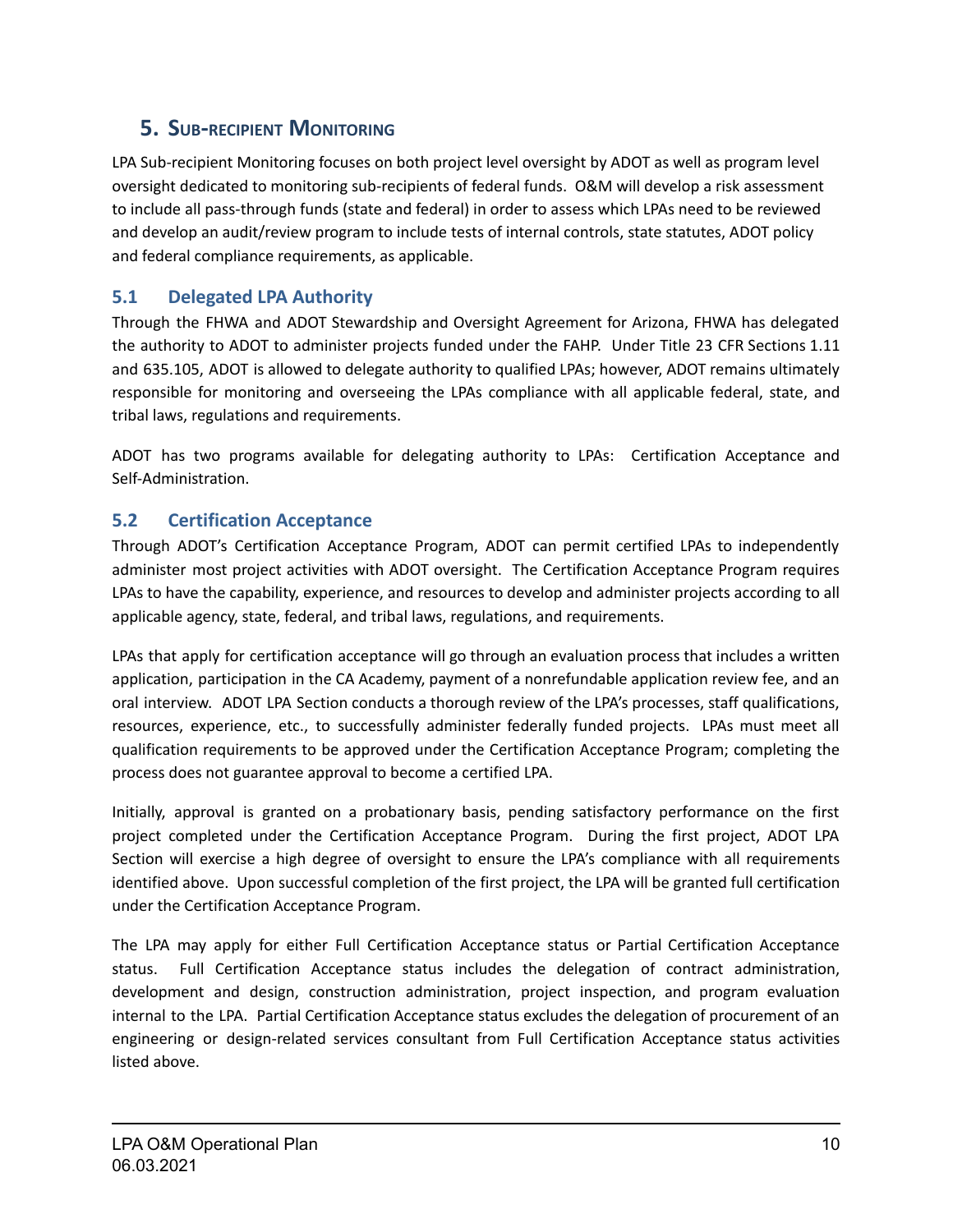## 5. Sub-recipient Monitoring

LPA Sub-recipient Monitoring focuses on both project level oversight by ADOT as well as program level oversight dedicated to monitoring sub-recipients of federal funds. O&M will develop a risk assessment to include all pass-through funds (state and federal) in order to assess which LPAs need to be reviewed and develop an audit/review program to include tests of internal controls, state statutes, ADOT policy and federal compliance requirements, as applicable.

### 5.1 Delegated LPA Authority

Through the FHWA and ADOT Stewardship and Oversight Agreement for Arizona, FHWA has delegated the authority to ADOT to administer projects funded under the FAHP. Under Title 23 CFR Sections 1.11 and 635.105, ADOT is allowed to delegate authority to qualified LPAs; however, ADOT remains ultimately responsible for monitoring and overseeing the LPAs compliance with all applicable federal, state, and tribal laws, regulations and requirements.

ADOT has two programs available for delegating authority to LPAs: Certification Acceptance and Self-Administration.

### 5.2 Certification Acceptance

Through ADOT's Certification Acceptance Program, ADOT can permit certified LPAs to independently administer most project activities with ADOT oversight. The Certification Acceptance Program requires LPAs to have the capability, experience, and resources to develop and administer projects according to all applicable agency, state, federal, and tribal laws, regulations, and requirements.

LPAs that apply for certification acceptance will go through an evaluation process that includes a written application, participation in the CA Academy, payment of a nonrefundable application review fee, and an oral interview. ADOT LPA Section conducts a thorough review of the LPA's processes, staff qualifications, resources, experience, etc., to successfully administer federally funded projects. LPAs must meet all qualification requirements to be approved under the Certification Acceptance Program; completing the process does not guarantee approval to become a certified LPA.

Initially, approval is granted on a probationary basis, pending satisfactory performance on the first project completed under the Certification Acceptance Program. During the first project, ADOT LPA Section will exercise a high degree of oversight to ensure the LPA's compliance with all requirements identified above. Upon successful completion of the first project, the LPA will be granted full certification under the Certification Acceptance Program.

The LPA may apply for either Full Certification Acceptance status or Partial Certification Acceptance status. Full Certification Acceptance status includes the delegation of contract administration, development and design, construction administration, project inspection, and program evaluation internal to the LPA. Partial Certification Acceptance status excludes the delegation of procurement of an engineering or design-related services consultant from Full Certification Acceptance status activities listed above.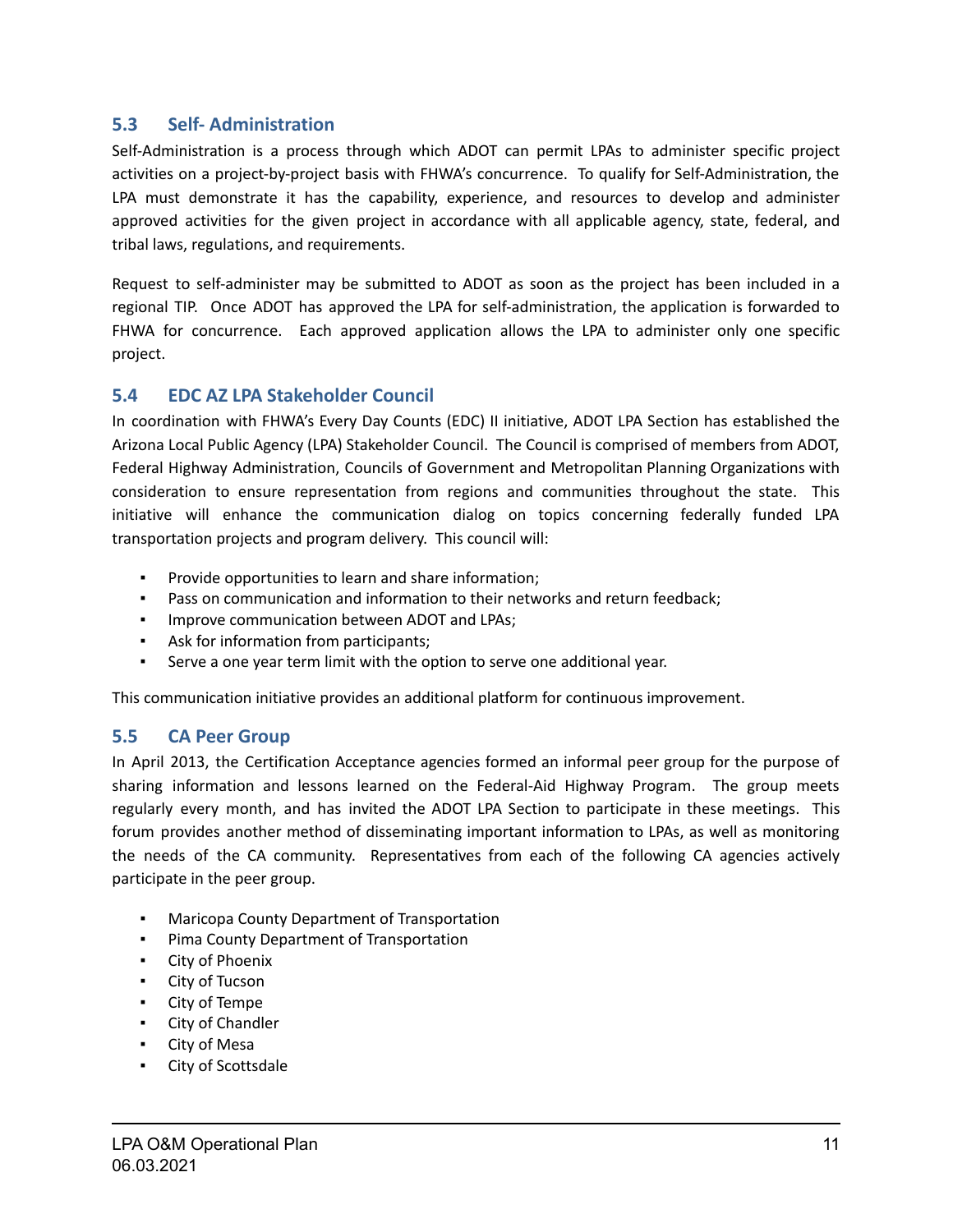### 5.3 Self- Administration

Self-Administration is a process through which ADOT can permit LPAs to administer specific project activities on a project-by-project basis with FHWA's concurrence. To qualify for Self-Administration, the LPA must demonstrate it has the capability, experience, and resources to develop and administer approved activities for the given project in accordance with all applicable agency, state, federal, and tribal laws, regulations, and requirements.

Request to self-administer may be submitted to ADOT as soon as the project has been included in a regional TIP. Once ADOT has approved the LPA for self-administration, the application is forwarded to FHWA for concurrence. Each approved application allows the LPA to administer only one specific project.

### 5.4 EDC AZ LPA Stakeholder Council

In coordination with FHWA's Every Day Counts (EDC) II initiative, ADOT LPA Section has established the Arizona Local Public Agency (LPA) Stakeholder Council. The Council is comprised of members from ADOT, Federal Highway Administration, Councils of Government and Metropolitan Planning Organizations with consideration to ensure representation from regions and communities throughout the state. This initiative will enhance the communication dialog on topics concerning federally funded LPA transportation projects and program delivery. This council will:

- Provide opportunities to learn and share information;
- Pass on communication and information to their networks and return feedback;
- Improve communication between ADOT and LPAs;
- Ask for information from participants;
- Serve a one year term limit with the option to serve one additional year.

This communication initiative provides an additional platform for continuous improvement.

### 5.5 CA Peer Group

In April 2013, the Certification Acceptance agencies formed an informal peer group for the purpose of sharing information and lessons learned on the Federal-Aid Highway Program. The group meets regularly every month, and has invited the ADOT LPA Section to participate in these meetings. This forum provides another method of disseminating important information to LPAs, as well as monitoring the needs of the CA community. Representatives from each of the following CA agencies actively participate in the peer group.

- Maricopa County Department of Transportation
- Pima County Department of Transportation
- City of Phoenix
- City of Tucson
- City of Tempe
- City of Chandler
- City of Mesa
- City of Scottsdale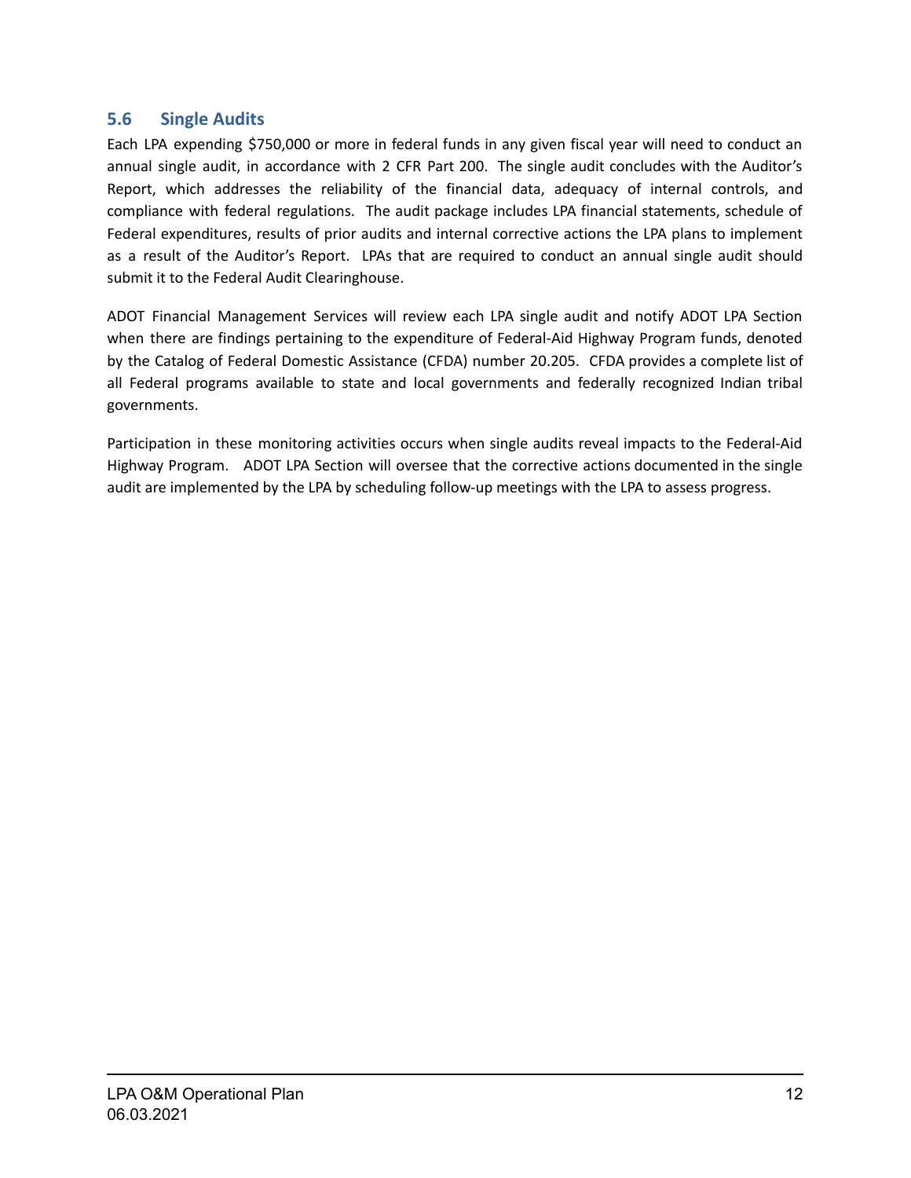## 5.6 Single Audits

Each LPA expending $750,000 or more in federal funds in any given fiscal year will need to conduct an annual single audit, in accordance with 2 CFR Part 200. The single audit concludes with the Auditor's Report, which addresses the reliability of the financial data, adequacy of internal controls, and compliance with federal regulations. The audit package includes LPA financial statements, schedule of Federal expenditures, results of prior audits and internal corrective actions the LPA plans to implement as a result of the Auditor's Report. LPAs that are required to conduct an annual single audit should submit it to the Federal Audit Clearinghouse.

ADOT Financial Management Services will review each LPA single audit and notify ADOT LPA Section when there are findings pertaining to the expenditure of Federal-Aid Highway Program funds, denoted by the Catalog of Federal Domestic Assistance (CFDA) number 20.205. CFDA provides a complete list of all Federal programs available to state and local governments and federally recognized Indian tribal governments.

Participation in these monitoring activities occurs when single audits reveal impacts to the Federal-Aid Highway Program. ADOT LPA Section will oversee that the corrective actions documented in the single audit are implemented by the LPA by scheduling follow-up meetings with the LPA to assess progress.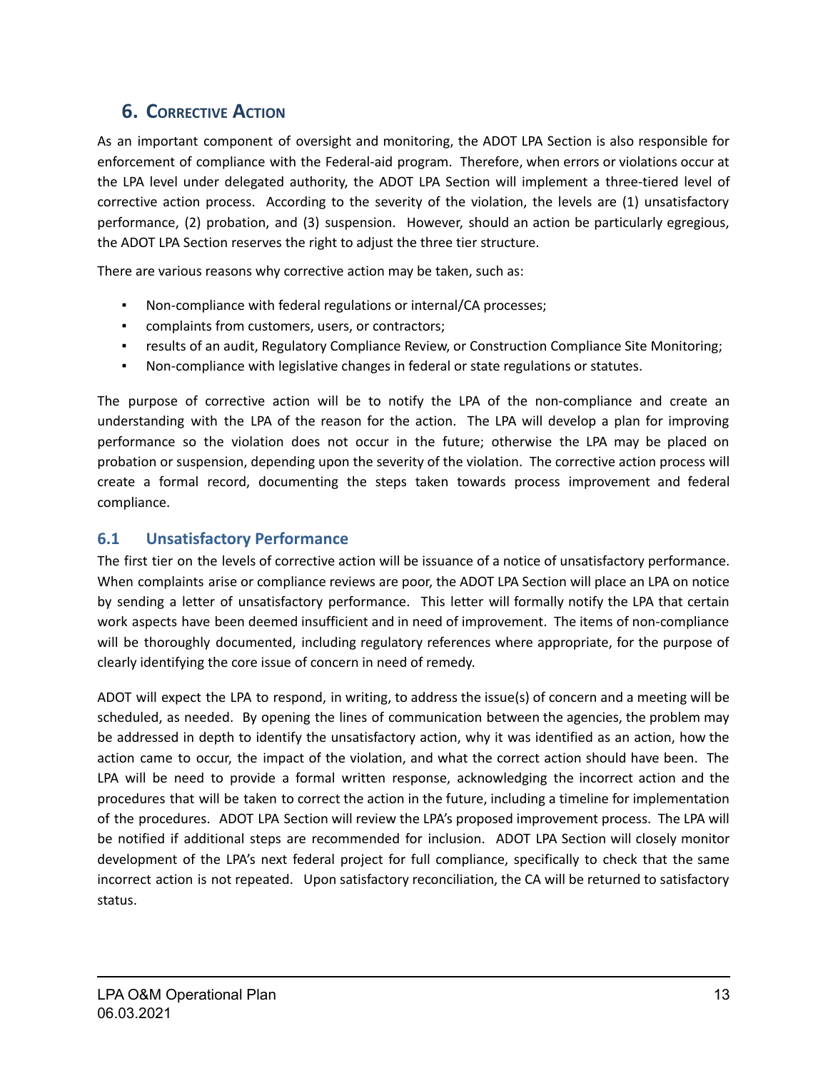# 6. Corrective Action

As an important component of oversight and monitoring, the ADOT LPA Section is also responsible for enforcement of compliance with the Federal-aid program. Therefore, when errors or violations occur at the LPA level under delegated authority, the ADOT LPA Section will implement a three-tiered level of corrective action process. According to the severity of the violation, the levels are (1) unsatisfactory performance, (2) probation, and (3) suspension. However, should an action be particularly egregious, the ADOT LPA Section reserves the right to adjust the three tier structure.

There are various reasons why corrective action may be taken, such as:

- Non-compliance with federal regulations or internal/CA processes;
- complaints from customers, users, or contractors;
- results of an audit, Regulatory Compliance Review, or Construction Compliance Site Monitoring;
- Non-compliance with legislative changes in federal or state regulations or statutes.

The purpose of corrective action will be to notify the LPA of the non-compliance and create an understanding with the LPA of the reason for the action. The LPA will develop a plan for improving performance so the violation does not occur in the future; otherwise the LPA may be placed on probation or suspension, depending upon the severity of the violation. The corrective action process will create a formal record, documenting the steps taken towards process improvement and federal compliance.

## 6.1 Unsatisfactory Performance

The first tier on the levels of corrective action will be issuance of a notice of unsatisfactory performance. When complaints arise or compliance reviews are poor, the ADOT LPA Section will place an LPA on notice by sending a letter of unsatisfactory performance. This letter will formally notify the LPA that certain work aspects have been deemed insufficient and in need of improvement. The items of non-compliance will be thoroughly documented, including regulatory references where appropriate, for the purpose of clearly identifying the core issue of concern in need of remedy.

ADOT will expect the LPA to respond, in writing, to address the issue(s) of concern and a meeting will be scheduled, as needed. By opening the lines of communication between the agencies, the problem may be addressed in depth to identify the unsatisfactory action, why it was identified as an action, how the action came to occur, the impact of the violation, and what the correct action should have been. The LPA will be need to provide a formal written response, acknowledging the incorrect action and the procedures that will be taken to correct the action in the future, including a timeline for implementation of the procedures. ADOT LPA Section will review the LPA's proposed improvement process. The LPA will be notified if additional steps are recommended for inclusion. ADOT LPA Section will closely monitor development of the LPA's next federal project for full compliance, specifically to check that the same incorrect action is not repeated. Upon satisfactory reconciliation, the CA will be returned to satisfactory status.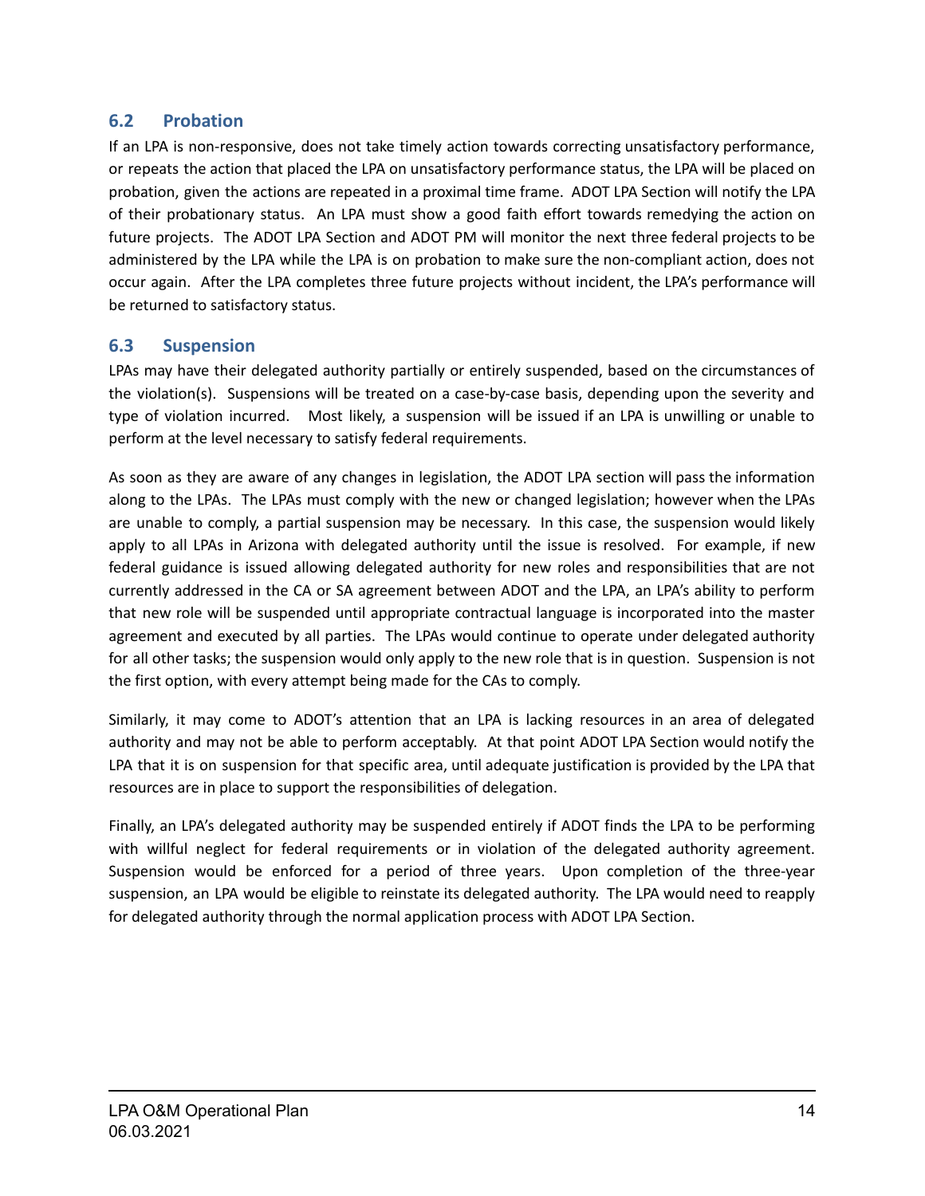## 6.2 Probation

If an LPA is non-responsive, does not take timely action towards correcting unsatisfactory performance, or repeats the action that placed the LPA on unsatisfactory performance status, the LPA will be placed on probation, given the actions are repeated in a proximal time frame. ADOT LPA Section will notify the LPA of their probationary status. An LPA must show a good faith effort towards remedying the action on future projects. The ADOT LPA Section and ADOT PM will monitor the next three federal projects to be administered by the LPA while the LPA is on probation to make sure the non-compliant action, does not occur again. After the LPA completes three future projects without incident, the LPA's performance will be returned to satisfactory status.

## 6.3 Suspension

LPAs may have their delegated authority partially or entirely suspended, based on the circumstances of the violation(s). Suspensions will be treated on a case-by-case basis, depending upon the severity and type of violation incurred. Most likely, a suspension will be issued if an LPA is unwilling or unable to perform at the level necessary to satisfy federal requirements.

As soon as they are aware of any changes in legislation, the ADOT LPA section will pass the information along to the LPAs. The LPAs must comply with the new or changed legislation; however when the LPAs are unable to comply, a partial suspension may be necessary. In this case, the suspension would likely apply to all LPAs in Arizona with delegated authority until the issue is resolved. For example, if new federal guidance is issued allowing delegated authority for new roles and responsibilities that are not currently addressed in the CA or SA agreement between ADOT and the LPA, an LPA's ability to perform that new role will be suspended until appropriate contractual language is incorporated into the master agreement and executed by all parties. The LPAs would continue to operate under delegated authority for all other tasks; the suspension would only apply to the new role that is in question. Suspension is not the first option, with every attempt being made for the CAs to comply.

Similarly, it may come to ADOT's attention that an LPA is lacking resources in an area of delegated authority and may not be able to perform acceptably. At that point ADOT LPA Section would notify the LPA that it is on suspension for that specific area, until adequate justification is provided by the LPA that resources are in place to support the responsibilities of delegation.

Finally, an LPA's delegated authority may be suspended entirely if ADOT finds the LPA to be performing with willful neglect for federal requirements or in violation of the delegated authority agreement. Suspension would be enforced for a period of three years. Upon completion of the three-year suspension, an LPA would be eligible to reinstate its delegated authority. The LPA would need to reapply for delegated authority through the normal application process with ADOT LPA Section.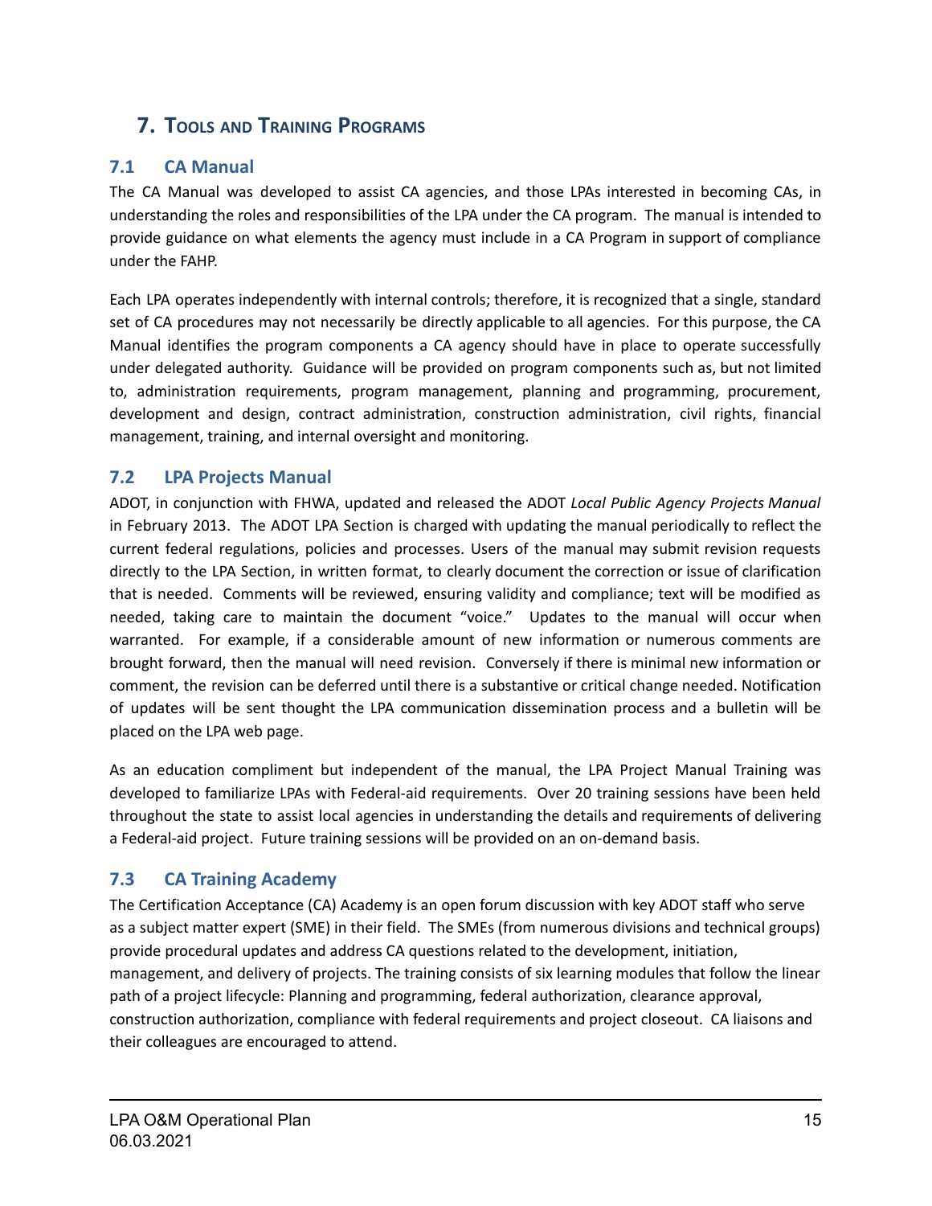# 7. Tools and Training Programs

## 7.1 CA Manual

The CA Manual was developed to assist CA agencies, and those LPAs interested in becoming CAs, in understanding the roles and responsibilities of the LPA under the CA program. The manual is intended to provide guidance on what elements the agency must include in a CA Program in support of compliance under the FAHP.

Each LPA operates independently with internal controls; therefore, it is recognized that a single, standard set of CA procedures may not necessarily be directly applicable to all agencies. For this purpose, the CA Manual identifies the program components a CA agency should have in place to operate successfully under delegated authority. Guidance will be provided on program components such as, but not limited to, administration requirements, program management, planning and programming, procurement, development and design, contract administration, construction administration, civil rights, financial management, training, and internal oversight and monitoring.

## 7.2 LPA Projects Manual

ADOT, in conjunction with FHWA, updated and released the ADOT *Local Public Agency Projects Manual* in February 2013. The ADOT LPA Section is charged with updating the manual periodically to reflect the current federal regulations, policies and processes. Users of the manual may submit revision requests directly to the LPA Section, in written format, to clearly document the correction or issue of clarification that is needed. Comments will be reviewed, ensuring validity and compliance; text will be modified as needed, taking care to maintain the document "voice." Updates to the manual will occur when warranted. For example, if a considerable amount of new information or numerous comments are brought forward, then the manual will need revision. Conversely if there is minimal new information or comment, the revision can be deferred until there is a substantive or critical change needed. Notification of updates will be sent thought the LPA communication dissemination process and a bulletin will be placed on the LPA web page.

As an education compliment but independent of the manual, the LPA Project Manual Training was developed to familiarize LPAs with Federal-aid requirements. Over 20 training sessions have been held throughout the state to assist local agencies in understanding the details and requirements of delivering a Federal-aid project. Future training sessions will be provided on an on-demand basis.

## 7.3 CA Training Academy

The Certification Acceptance (CA) Academy is an open forum discussion with key ADOT staff who serve as a subject matter expert (SME) in their field. The SMEs (from numerous divisions and technical groups) provide procedural updates and address CA questions related to the development, initiation, management, and delivery of projects. The training consists of six learning modules that follow the linear path of a project lifecycle: Planning and programming, federal authorization, clearance approval, construction authorization, compliance with federal requirements and project closeout. CA liaisons and their colleagues are encouraged to attend.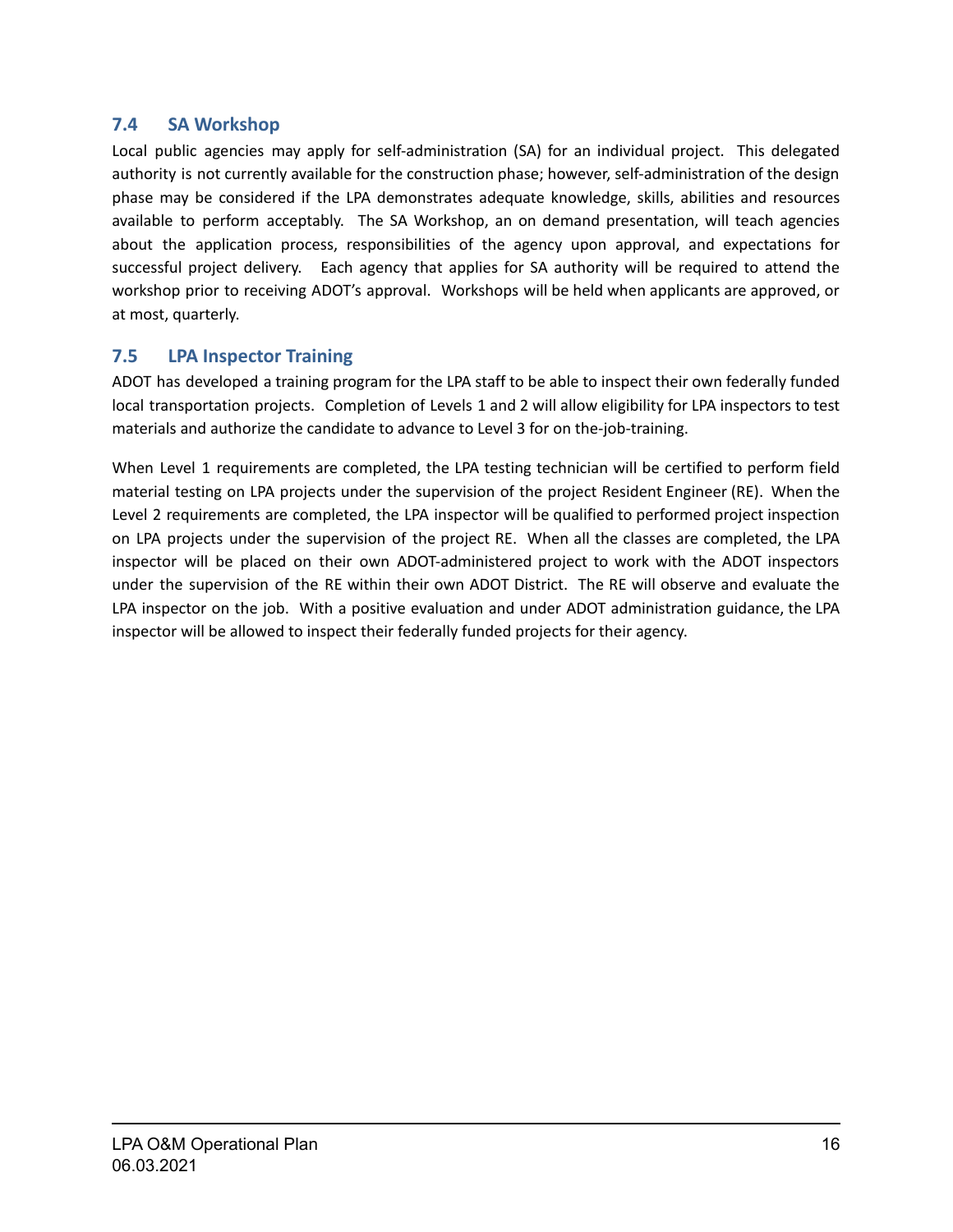## 7.4 SA Workshop

Local public agencies may apply for self-administration (SA) for an individual project. This delegated authority is not currently available for the construction phase; however, self-administration of the design phase may be considered if the LPA demonstrates adequate knowledge, skills, abilities and resources available to perform acceptably. The SA Workshop, an on demand presentation, will teach agencies about the application process, responsibilities of the agency upon approval, and expectations for successful project delivery. Each agency that applies for SA authority will be required to attend the workshop prior to receiving ADOT's approval. Workshops will be held when applicants are approved, or at most, quarterly.

## 7.5 LPA Inspector Training

ADOT has developed a training program for the LPA staff to be able to inspect their own federally funded local transportation projects. Completion of Levels 1 and 2 will allow eligibility for LPA inspectors to test materials and authorize the candidate to advance to Level 3 for on the-job-training.

When Level 1 requirements are completed, the LPA testing technician will be certified to perform field material testing on LPA projects under the supervision of the project Resident Engineer (RE). When the Level 2 requirements are completed, the LPA inspector will be qualified to performed project inspection on LPA projects under the supervision of the project RE. When all the classes are completed, the LPA inspector will be placed on their own ADOT-administered project to work with the ADOT inspectors under the supervision of the RE within their own ADOT District. The RE will observe and evaluate the LPA inspector on the job. With a positive evaluation and under ADOT administration guidance, the LPA inspector will be allowed to inspect their federally funded projects for their agency.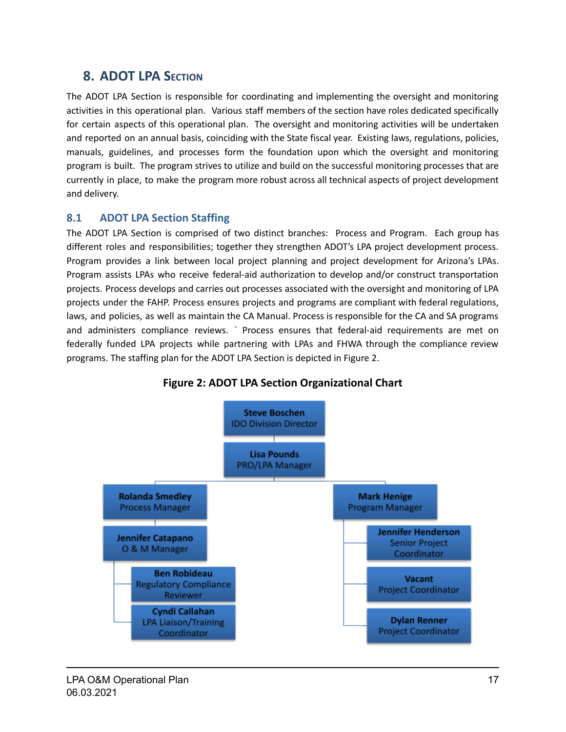## 8. ADOT LPA Section

The ADOT LPA Section is responsible for coordinating and implementing the oversight and monitoring activities in this operational plan. Various staff members of the section have roles dedicated specifically for certain aspects of this operational plan. The oversight and monitoring activities will be undertaken and reported on an annual basis, coinciding with the State fiscal year. Existing laws, regulations, policies, manuals, guidelines, and processes form the foundation upon which the oversight and monitoring program is built. The program strives to utilize and build on the successful monitoring processes that are currently in place, to make the program more robust across all technical aspects of project development and delivery.

### 8.1 ADOT LPA Section Staffing

The ADOT LPA Section is comprised of two distinct branches: Process and Program. Each group has different roles and responsibilities; together they strengthen ADOT's LPA project development process. Program provides a link between local project planning and project development for Arizona's LPAs. Program assists LPAs who receive federal-aid authorization to develop and/or construct transportation projects. Process develops and carries out processes associated with the oversight and monitoring of LPA projects under the FAHP. Process ensures projects and programs are compliant with federal regulations, laws, and policies, as well as maintain the CA Manual. Process is responsible for the CA and SA programs and administers compliance reviews. ` Process ensures that federal-aid requirements are met on federally funded LPA projects while partnering with LPAs and FHWA through the compliance review programs. The staffing plan for the ADOT LPA Section is depicted in Figure 2.

**Figure 2: ADOT LPA Section Organizational Chart**

- **Steve Boschen** – IDO Division Director
  - **Lisa Pounds** – PRO/LPA Manager
    - **Rolanda Smedley** – Process Manager
      - **Jennifer Catapano** – O & M Manager
        - **Ben Robideau** – Regulatory Compliance Reviewer
        - **Cyndi Callahan** – LPA Liaison/Training Coordinator
    - **Mark Henige** – Program Manager
      - **Jennifer Henderson** – Senior Project Coordinator
      - **Vacant** – Project Coordinator
      - **Dylan Renner** – Project Coordinator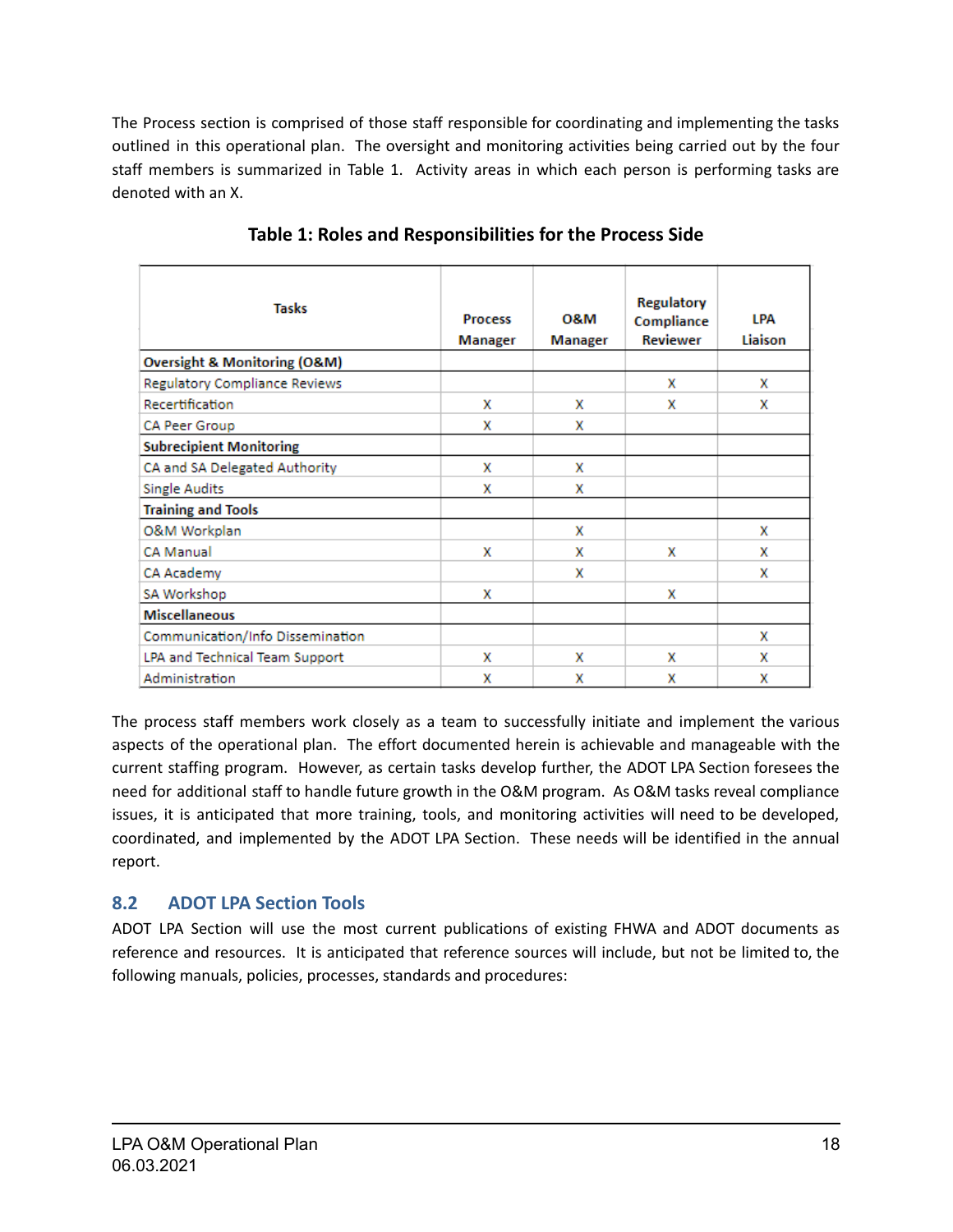The Process section is comprised of those staff responsible for coordinating and implementing the tasks outlined in this operational plan. The oversight and monitoring activities being carried out by the four staff members is summarized in Table 1. Activity areas in which each person is performing tasks are denoted with an X.

**Table 1: Roles and Responsibilities for the Process Side**

| Tasks | Process Manager | O&M Manager | Regulatory Compliance Reviewer | LPA Liaison |
|---|---|---|---|---|
| **Oversight & Monitoring (O&M)** | | | | |
| Regulatory Compliance Reviews | | | X | X |
| Recertification | X | X | X | X |
| CA Peer Group | X | X | | |
| **Subrecipient Monitoring** | | | | |
| CA and SA Delegated Authority | X | X | | |
| Single Audits | X | X | | |
| **Training and Tools** | | | | |
| O&M Workplan | | X | | X |
| CA Manual | X | X | X | X |
| CA Academy | | X | | X |
| SA Workshop | X | | X | |
| **Miscellaneous** | | | | |
| Communication/Info Dissemination | | | | X |
| LPA and Technical Team Support | X | X | X | X |
| Administration | X | X | X | X |

The process staff members work closely as a team to successfully initiate and implement the various aspects of the operational plan. The effort documented herein is achievable and manageable with the current staffing program. However, as certain tasks develop further, the ADOT LPA Section foresees the need for additional staff to handle future growth in the O&M program. As O&M tasks reveal compliance issues, it is anticipated that more training, tools, and monitoring activities will need to be developed, coordinated, and implemented by the ADOT LPA Section. These needs will be identified in the annual report.

## 8.2 ADOT LPA Section Tools

ADOT LPA Section will use the most current publications of existing FHWA and ADOT documents as reference and resources. It is anticipated that reference sources will include, but not be limited to, the following manuals, policies, processes, standards and procedures: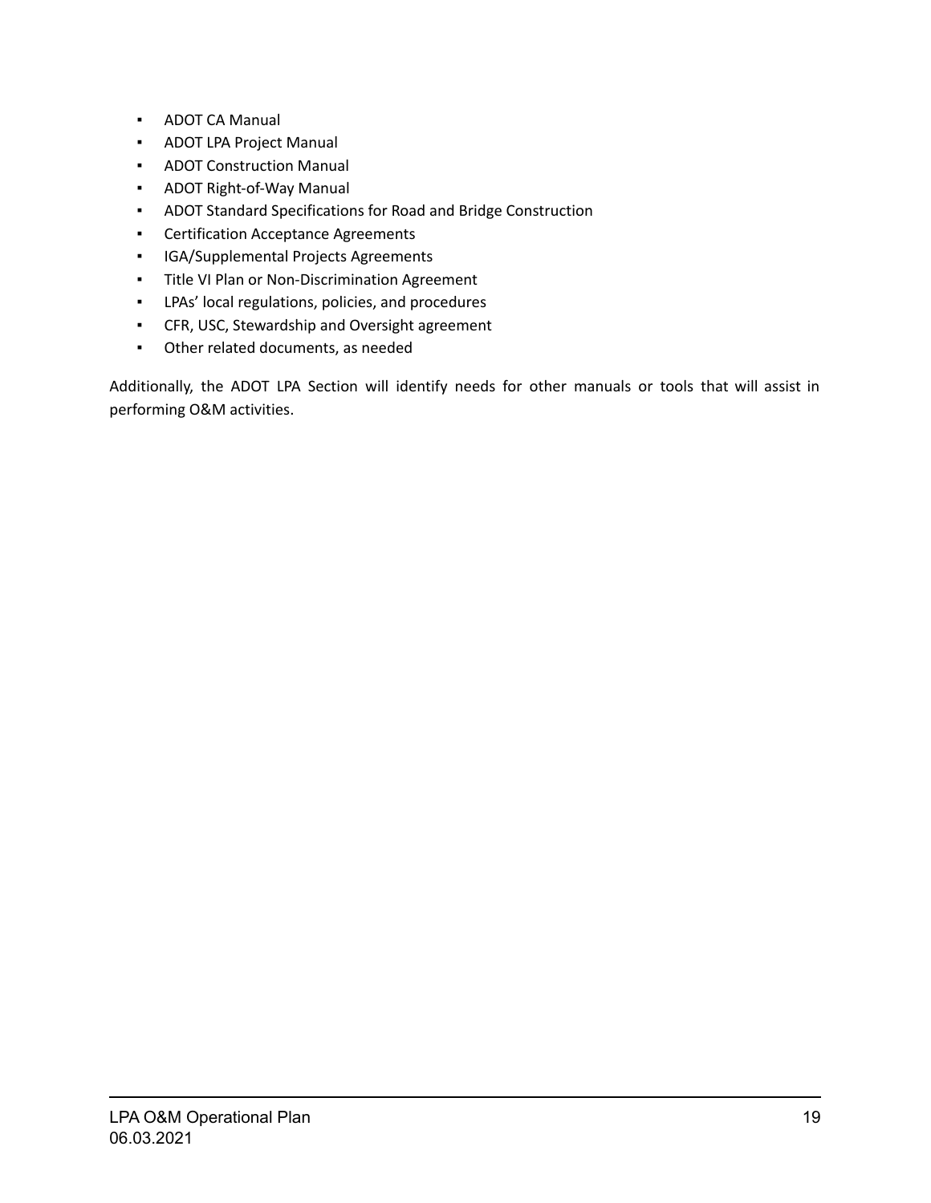- ADOT CA Manual
- ADOT LPA Project Manual
- ADOT Construction Manual
- ADOT Right-of-Way Manual
- ADOT Standard Specifications for Road and Bridge Construction
- Certification Acceptance Agreements
- IGA/Supplemental Projects Agreements
- Title VI Plan or Non-Discrimination Agreement
- LPAs' local regulations, policies, and procedures
- CFR, USC, Stewardship and Oversight agreement
- Other related documents, as needed

Additionally, the ADOT LPA Section will identify needs for other manuals or tools that will assist in performing O&M activities.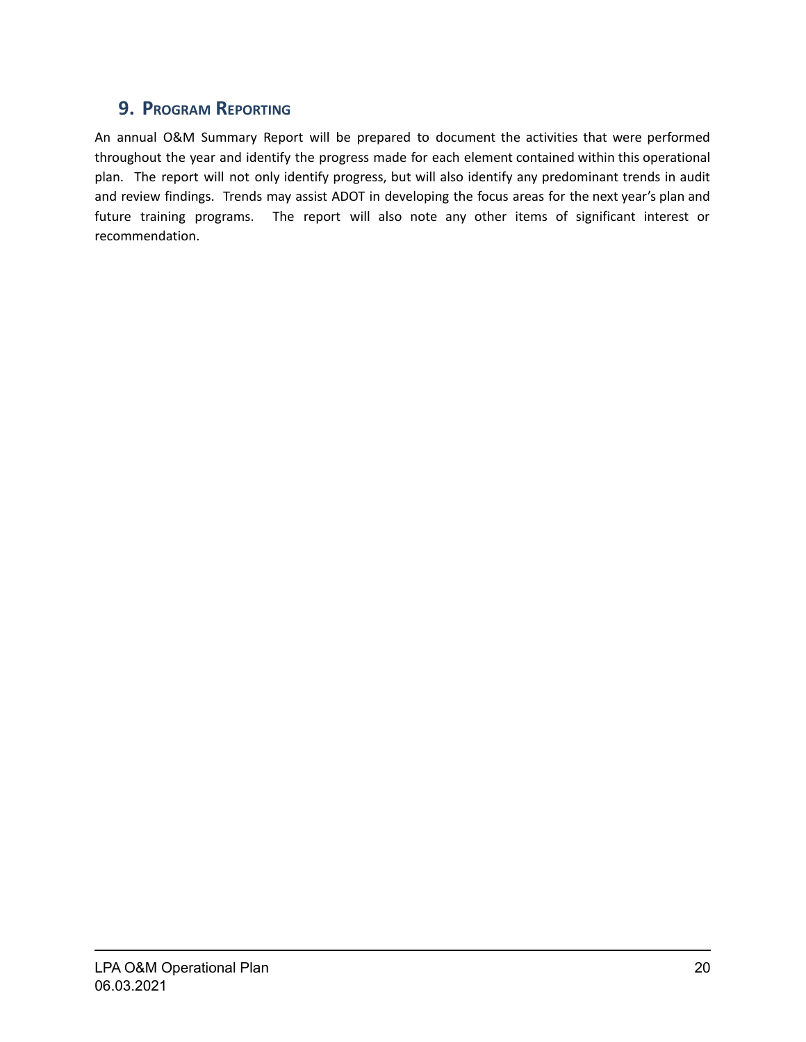## 9. Program Reporting

An annual O&M Summary Report will be prepared to document the activities that were performed throughout the year and identify the progress made for each element contained within this operational plan. The report will not only identify progress, but will also identify any predominant trends in audit and review findings. Trends may assist ADOT in developing the focus areas for the next year's plan and future training programs. The report will also note any other items of significant interest or recommendation.